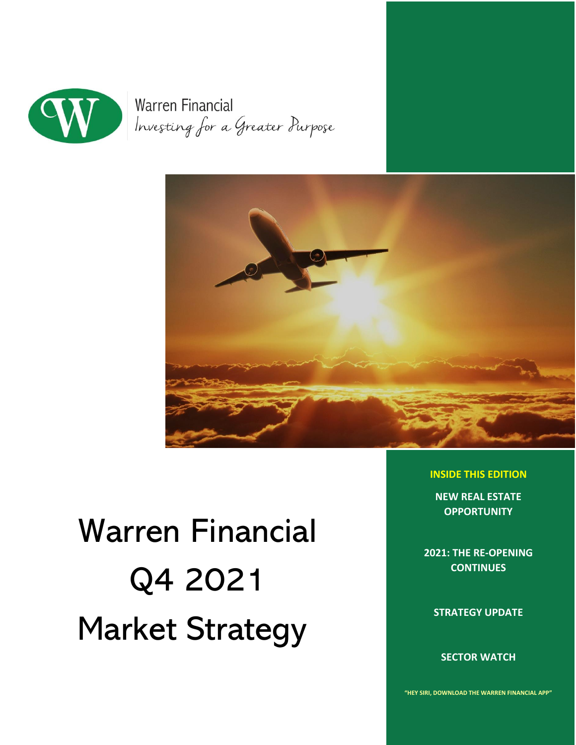Warren Financial

*Investing for a Greater Purpose*

# Warren Financial Q4 2021 Market Strategy

**INSIDE THIS EDITION**

**NEW REAL ESTATE OPPORTUNITY**

**2021: THE RE-OPENING CONTINUES**

**STRATEGY UPDATE**

**SECTOR WATCH**

**"HEY SIRI, DOWNLOAD THE WARREN FINANCIAL APP"**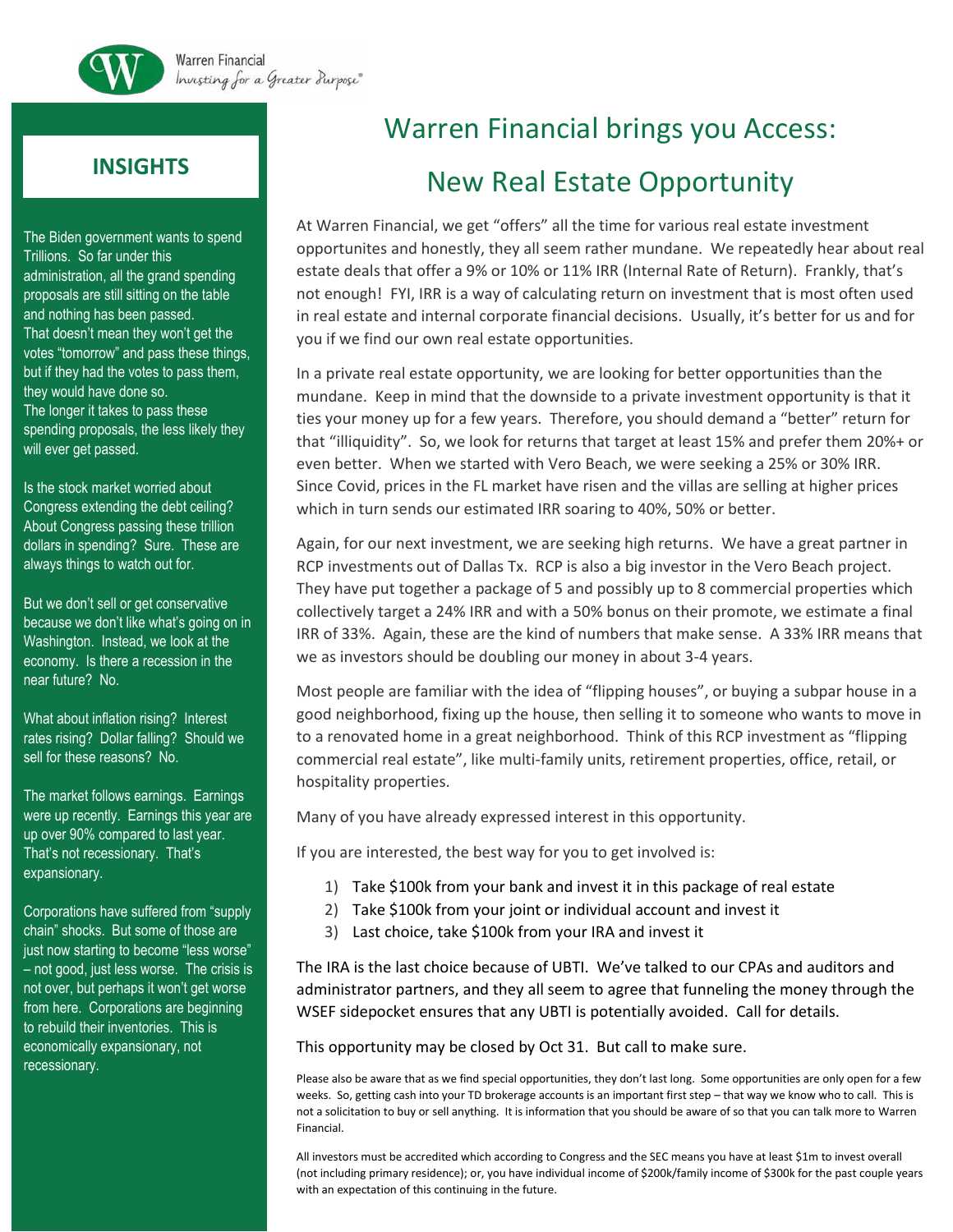Warren Financial
*Investing for a Greater Purpose®*

## INSIGHTS

The Biden government wants to spend Trillions. So far under this administration, all the grand spending proposals are still sitting on the table and nothing has been passed. That doesn't mean they won't get the votes "tomorrow" and pass these things, but if they had the votes to pass them, they would have done so. The longer it takes to pass these spending proposals, the less likely they will ever get passed.

Is the stock market worried about Congress extending the debt ceiling? About Congress passing these trillion dollars in spending? Sure. These are always things to watch out for.

But we don't sell or get conservative because we don't like what's going on in Washington. Instead, we look at the economy. Is there a recession in the near future? No.

What about inflation rising? Interest rates rising? Dollar falling? Should we sell for these reasons? No.

The market follows earnings. Earnings were up recently. Earnings this year are up over 90% compared to last year. That's not recessionary. That's expansionary.

Corporations have suffered from "supply chain" shocks. But some of those are just now starting to become "less worse" – not good, just less worse. The crisis is not over, but perhaps it won't get worse from here. Corporations are beginning to rebuild their inventories. This is economically expansionary, not recessionary.

# Warren Financial brings you Access: New Real Estate Opportunity

At Warren Financial, we get "offers" all the time for various real estate investment opportunites and honestly, they all seem rather mundane. We repeatedly hear about real estate deals that offer a 9% or 10% or 11% IRR (Internal Rate of Return). Frankly, that's not enough! FYI, IRR is a way of calculating return on investment that is most often used in real estate and internal corporate financial decisions. Usually, it's better for us and for you if we find our own real estate opportunities.

In a private real estate opportunity, we are looking for better opportunities than the mundane. Keep in mind that the downside to a private investment opportunity is that it ties your money up for a few years. Therefore, you should demand a "better" return for that "illiquidity". So, we look for returns that target at least 15% and prefer them 20%+ or even better. When we started with Vero Beach, we were seeking a 25% or 30% IRR. Since Covid, prices in the FL market have risen and the villas are selling at higher prices which in turn sends our estimated IRR soaring to 40%, 50% or better.

Again, for our next investment, we are seeking high returns. We have a great partner in RCP investments out of Dallas Tx. RCP is also a big investor in the Vero Beach project. They have put together a package of 5 and possibly up to 8 commercial properties which collectively target a 24% IRR and with a 50% bonus on their promote, we estimate a final IRR of 33%. Again, these are the kind of numbers that make sense. A 33% IRR means that we as investors should be doubling our money in about 3-4 years.

Most people are familiar with the idea of "flipping houses", or buying a subpar house in a good neighborhood, fixing up the house, then selling it to someone who wants to move in to a renovated home in a great neighborhood. Think of this RCP investment as "flipping commercial real estate", like multi-family units, retirement properties, office, retail, or hospitality properties.

Many of you have already expressed interest in this opportunity.

If you are interested, the best way for you to get involved is:

1) Take $100k from your bank and invest it in this package of real estate
2) Take $100k from your joint or individual account and invest it
3) Last choice, take $100k from your IRA and invest it

The IRA is the last choice because of UBTI. We've talked to our CPAs and auditors and administrator partners, and they all seem to agree that funneling the money through the WSEF sidepocket ensures that any UBTI is potentially avoided. Call for details.

This opportunity may be closed by Oct 31. But call to make sure.

Please also be aware that as we find special opportunities, they don't last long. Some opportunities are only open for a few weeks. So, getting cash into your TD brokerage accounts is an important first step – that way we know who to call. This is not a solicitation to buy or sell anything. It is information that you should be aware of so that you can talk more to Warren Financial.

All investors must be accredited which according to Congress and the SEC means you have at least $1m to invest overall (not including primary residence); or, you have individual income of $200k/family income of $300k for the past couple years with an expectation of this continuing in the future.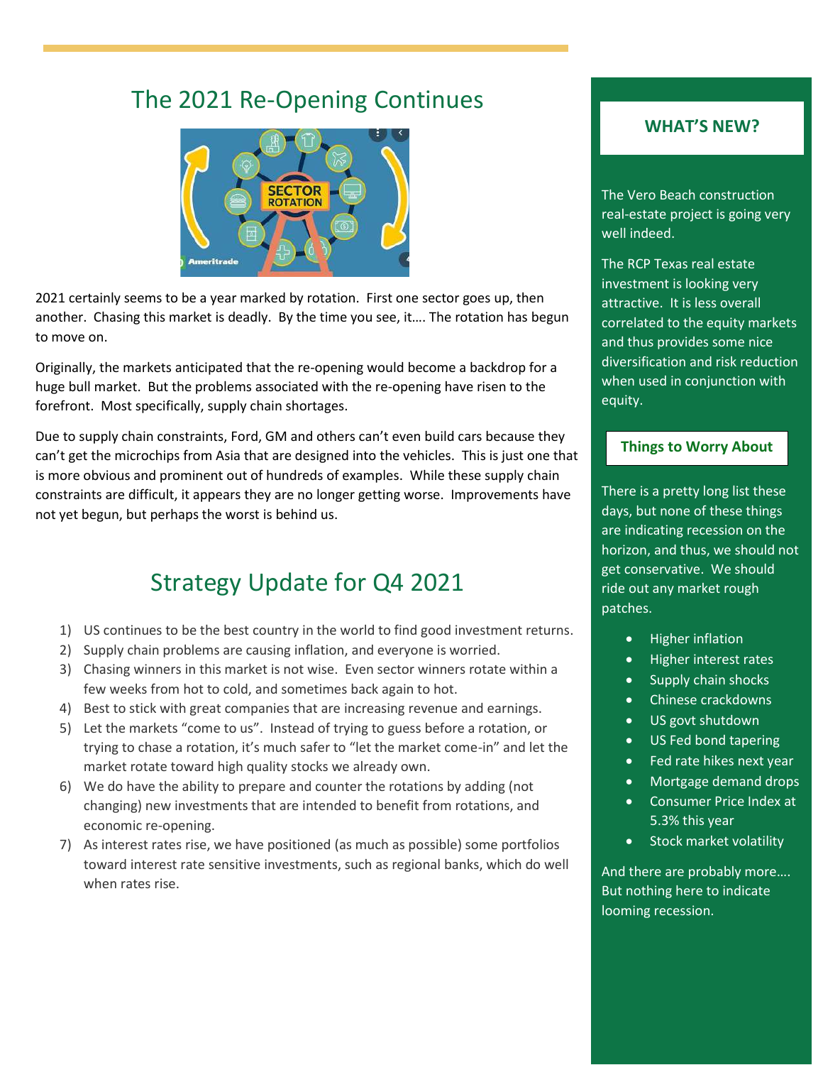# The 2021 Re-Opening Continues

2021 certainly seems to be a year marked by rotation. First one sector goes up, then another. Chasing this market is deadly. By the time you see, it…. The rotation has begun to move on.

Originally, the markets anticipated that the re-opening would become a backdrop for a huge bull market. But the problems associated with the re-opening have risen to the forefront. Most specifically, supply chain shortages.

Due to supply chain constraints, Ford, GM and others can't even build cars because they can't get the microchips from Asia that are designed into the vehicles. This is just one that is more obvious and prominent out of hundreds of examples. While these supply chain constraints are difficult, it appears they are no longer getting worse. Improvements have not yet begun, but perhaps the worst is behind us.

# Strategy Update for Q4 2021

1) US continues to be the best country in the world to find good investment returns.
2) Supply chain problems are causing inflation, and everyone is worried.
3) Chasing winners in this market is not wise. Even sector winners rotate within a few weeks from hot to cold, and sometimes back again to hot.
4) Best to stick with great companies that are increasing revenue and earnings.
5) Let the markets "come to us". Instead of trying to guess before a rotation, or trying to chase a rotation, it's much safer to "let the market come-in" and let the market rotate toward high quality stocks we already own.
6) We do have the ability to prepare and counter the rotations by adding (not changing) new investments that are intended to benefit from rotations, and economic re-opening.
7) As interest rates rise, we have positioned (as much as possible) some portfolios toward interest rate sensitive investments, such as regional banks, which do well when rates rise.

## WHAT'S NEW?

The Vero Beach construction real-estate project is going very well indeed.

The RCP Texas real estate investment is looking very attractive. It is less overall correlated to the equity markets and thus provides some nice diversification and risk reduction when used in conjunction with equity.

### Things to Worry About

There is a pretty long list these days, but none of these things are indicating recession on the horizon, and thus, we should not get conservative. We should ride out any market rough patches.

- Higher inflation
- Higher interest rates
- Supply chain shocks
- Chinese crackdowns
- US govt shutdown
- US Fed bond tapering
- Fed rate hikes next year
- Mortgage demand drops
- Consumer Price Index at 5.3% this year
- Stock market volatility

And there are probably more…. But nothing here to indicate looming recession.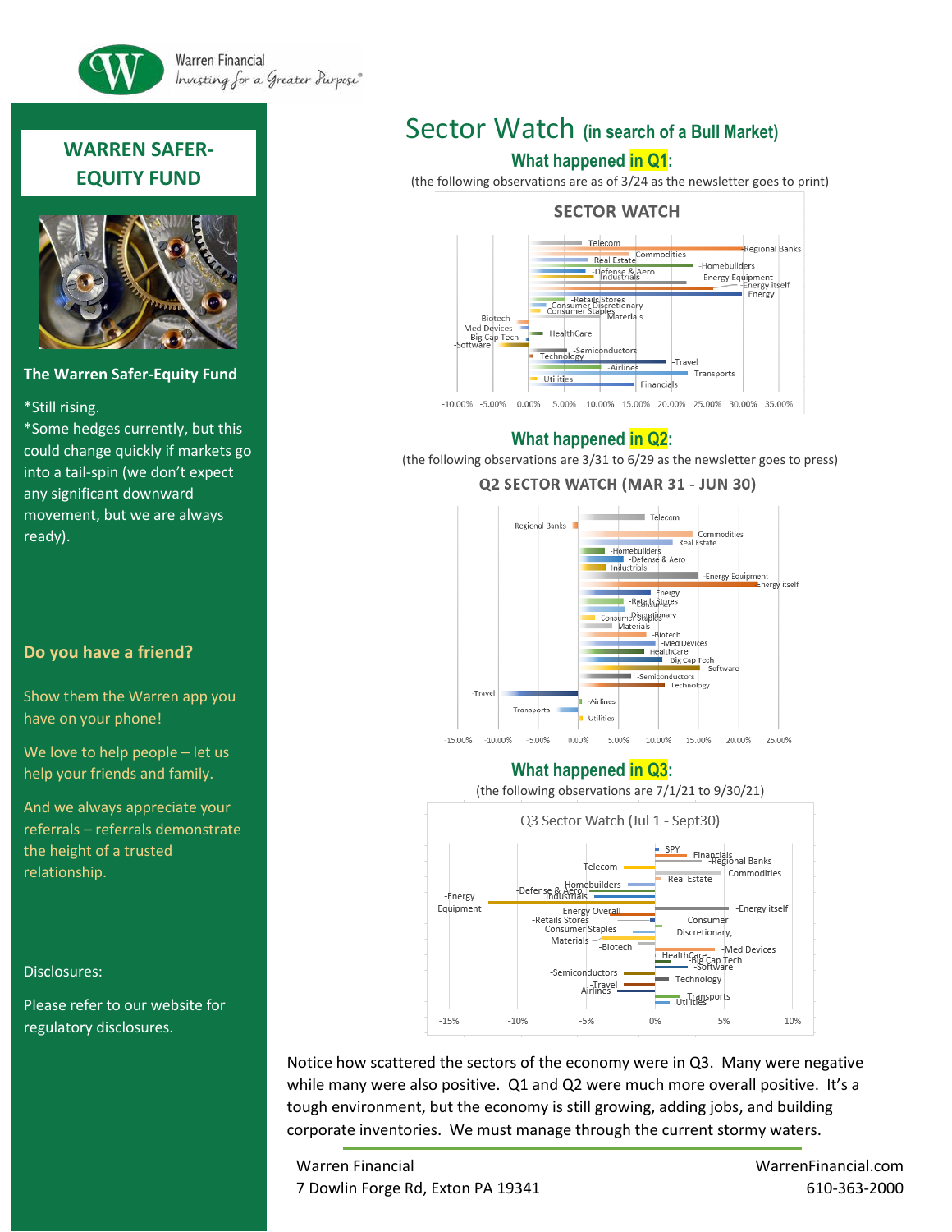Warren Financial
Investing for a Greater Purpose®

## WARREN SAFER-EQUITY FUND

**The Warren Safer-Equity Fund**

*Still rising.
*Some hedges currently, but this could change quickly if markets go into a tail-spin (we don't expect any significant downward movement, but we are always ready).

**Do you have a friend?**

Show them the Warren app you have on your phone!

We love to help people – let us help your friends and family.

And we always appreciate your referrals – referrals demonstrate the height of a trusted relationship.

Disclosures:

Please refer to our website for regulatory disclosures.

# Sector Watch (in search of a Bull Market)

## What happened in Q1:

(the following observations are as of 3/24 as the newsletter goes to print)

SECTOR WATCH

Telecom
Regional Banks
Commodities
Real Estate
-Homebuilders
-Defense & Aero
Industrials
-Energy Equipment
-Energy itself
Energy
-Retails Stores
Consumer Discretionary
Consumer Staples
Materials
-Biotech
-Med Devices
-Big Cap Tech
-Software
HealthCare
-Semiconductors
Technology
-Travel
-Airlines
Transports
Utilities
Financials

-10.00% -5.00% 0.00% 5.00% 10.00% 15.00% 20.00% 25.00% 30.00% 35.00%

## What happened in Q2:

(the following observations are 3/31 to 6/29 as the newsletter goes to press)

Q2 SECTOR WATCH (MAR 31 - JUN 30)

Telecom
-Regional Banks
Commodities
Real Estate
-Homebuilders
-Defense & Aero
Industrials
-Energy Equipment
Energy itself
Energy
-Retails Stores
Consumer Discretionary
Consumer Staples
Materials
-Biotech
-Med Devices
HealthCare
-Big Cap Tech
-Software
-Semiconductors
Technology
-Travel
-Airlines
Transports
Utilities

-15.00% -10.00% -5.00% 0.00% 5.00% 10.00% 15.00% 20.00% 25.00%

## What happened in Q3:

(the following observations are 7/1/21 to 9/30/21)

Q3 Sector Watch (Jul 1 - Sept30)

SPY
Financials
-Regional Banks
Commodities
Telecom
Real Estate
-Homebuilders
-Defense & Aero
Industrials
-Energy Equipment
-Energy itself
Energy Overall
-Retails Stores
Consumer Discretionary,...
Consumer Staples
Materials
-Biotech
-Med Devices
HealthCare
-Big Cap Tech
-Software
-Semiconductors
Technology
-Travel
-Airlines
Transports
Utilities

-15% -10% -5% 0% 5% 10%

Notice how scattered the sectors of the economy were in Q3. Many were negative while many were also positive. Q1 and Q2 were much more overall positive. It's a tough environment, but the economy is still growing, adding jobs, and building corporate inventories. We must manage through the current stormy waters.

Warren Financial
7 Dowlin Forge Rd, Exton PA 19341

WarrenFinancial.com
610-363-2000